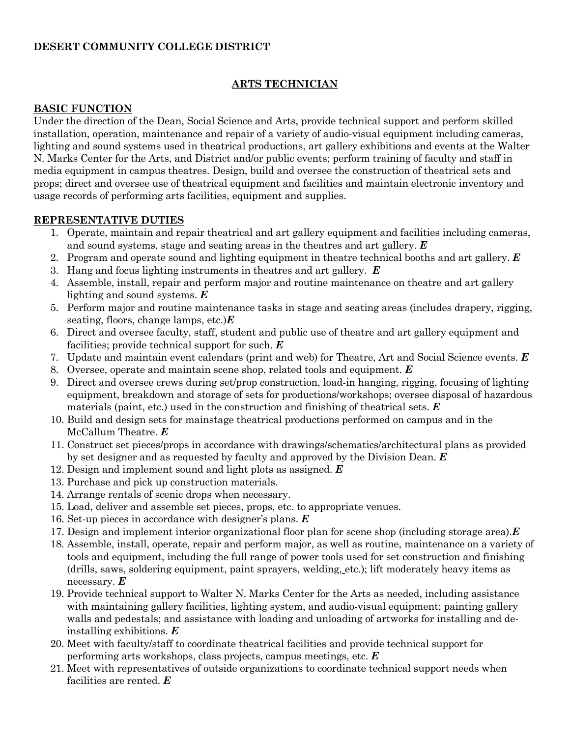**DESERT COMMUNITY COLLEGE DISTRICT**

## ARTS TECHNICIAN

### BASIC FUNCTION

Under the direction of the Dean, Social Science and Arts, provide technical support and perform skilled installation, operation, maintenance and repair of a variety of audio-visual equipment including cameras, lighting and sound systems used in theatrical productions, art gallery exhibitions and events at the Walter N. Marks Center for the Arts, and District and/or public events; perform training of faculty and staff in media equipment in campus theatres. Design, build and oversee the construction of theatrical sets and props; direct and oversee use of theatrical equipment and facilities and maintain electronic inventory and usage records of performing arts facilities, equipment and supplies.

### REPRESENTATIVE DUTIES

1. Operate, maintain and repair theatrical and art gallery equipment and facilities including cameras, and sound systems, stage and seating areas in the theatres and art gallery. ***E***
2. Program and operate sound and lighting equipment in theatre technical booths and art gallery. ***E***
3. Hang and focus lighting instruments in theatres and art gallery. ***E***
4. Assemble, install, repair and perform major and routine maintenance on theatre and art gallery lighting and sound systems. ***E***
5. Perform major and routine maintenance tasks in stage and seating areas (includes drapery, rigging, seating, floors, change lamps, etc.)***E***
6. Direct and oversee faculty, staff, student and public use of theatre and art gallery equipment and facilities; provide technical support for such. ***E***
7. Update and maintain event calendars (print and web) for Theatre, Art and Social Science events. ***E***
8. Oversee, operate and maintain scene shop, related tools and equipment. ***E***
9. Direct and oversee crews during set/prop construction, load-in hanging, rigging, focusing of lighting equipment, breakdown and storage of sets for productions/workshops; oversee disposal of hazardous materials (paint, etc.) used in the construction and finishing of theatrical sets. ***E***
10. Build and design sets for mainstage theatrical productions performed on campus and in the McCallum Theatre. ***E***
11. Construct set pieces/props in accordance with drawings/schematics/architectural plans as provided by set designer and as requested by faculty and approved by the Division Dean. ***E***
12. Design and implement sound and light plots as assigned. ***E***
13. Purchase and pick up construction materials.
14. Arrange rentals of scenic drops when necessary.
15. Load, deliver and assemble set pieces, props, etc. to appropriate venues.
16. Set-up pieces in accordance with designer's plans. ***E***
17. Design and implement interior organizational floor plan for scene shop (including storage area).***E***
18. Assemble, install, operate, repair and perform major, as well as routine, maintenance on a variety of tools and equipment, including the full range of power tools used for set construction and finishing (drills, saws, soldering equipment, paint sprayers, welding, etc.); lift moderately heavy items as necessary. ***E***
19. Provide technical support to Walter N. Marks Center for the Arts as needed, including assistance with maintaining gallery facilities, lighting system, and audio-visual equipment; painting gallery walls and pedestals; and assistance with loading and unloading of artworks for installing and de-installing exhibitions. ***E***
20. Meet with faculty/staff to coordinate theatrical facilities and provide technical support for performing arts workshops, class projects, campus meetings, etc. ***E***
21. Meet with representatives of outside organizations to coordinate technical support needs when facilities are rented. ***E***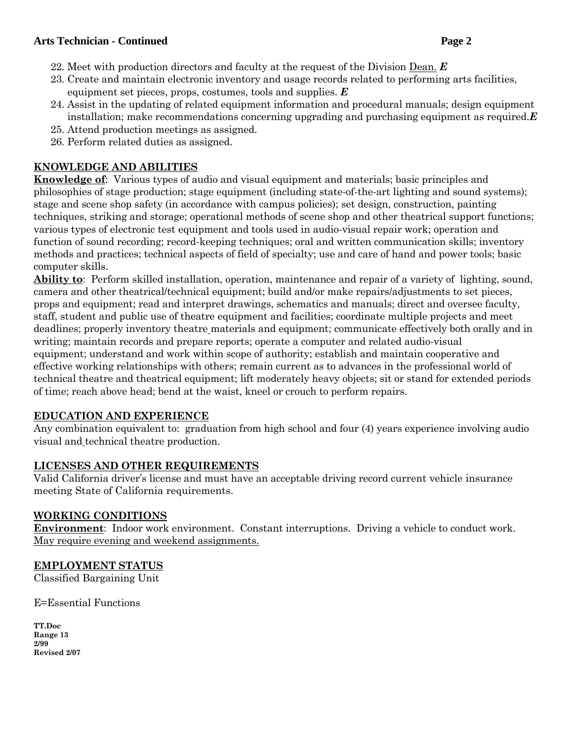22. Meet with production directors and faculty at the request of the Division Dean. ***E***
23. Create and maintain electronic inventory and usage records related to performing arts facilities, equipment set pieces, props, costumes, tools and supplies. ***E***
24. Assist in the updating of related equipment information and procedural manuals; design equipment installation; make recommendations concerning upgrading and purchasing equipment as required.***E***
25. Attend production meetings as assigned.
26. Perform related duties as assigned.

## KNOWLEDGE AND ABILITIES

**Knowledge of**: Various types of audio and visual equipment and materials; basic principles and philosophies of stage production; stage equipment (including state-of-the-art lighting and sound systems); stage and scene shop safety (in accordance with campus policies); set design, construction, painting techniques, striking and storage; operational methods of scene shop and other theatrical support functions; various types of electronic test equipment and tools used in audio-visual repair work; operation and function of sound recording; record-keeping techniques; oral and written communication skills; inventory methods and practices; technical aspects of field of specialty; use and care of hand and power tools; basic computer skills.

**Ability to**: Perform skilled installation, operation, maintenance and repair of a variety of lighting, sound, camera and other theatrical/technical equipment; build and/or make repairs/adjustments to set pieces, props and equipment; read and interpret drawings, schematics and manuals; direct and oversee faculty, staff, student and public use of theatre equipment and facilities; coordinate multiple projects and meet deadlines; properly inventory theatre materials and equipment; communicate effectively both orally and in writing; maintain records and prepare reports; operate a computer and related audio-visual equipment; understand and work within scope of authority; establish and maintain cooperative and effective working relationships with others; remain current as to advances in the professional world of technical theatre and theatrical equipment; lift moderately heavy objects; sit or stand for extended periods of time; reach above head; bend at the waist, kneel or crouch to perform repairs.

## EDUCATION AND EXPERIENCE

Any combination equivalent to: graduation from high school and four (4) years experience involving audio visual and technical theatre production.

## LICENSES AND OTHER REQUIREMENTS

Valid California driver's license and must have an acceptable driving record current vehicle insurance meeting State of California requirements.

## WORKING CONDITIONS

**Environment**: Indoor work environment. Constant interruptions. Driving a vehicle to conduct work. May require evening and weekend assignments.

## EMPLOYMENT STATUS

Classified Bargaining Unit

E=Essential Functions

**TT.Doc**
**Range 13**
**2/99**
**Revised 2/07**